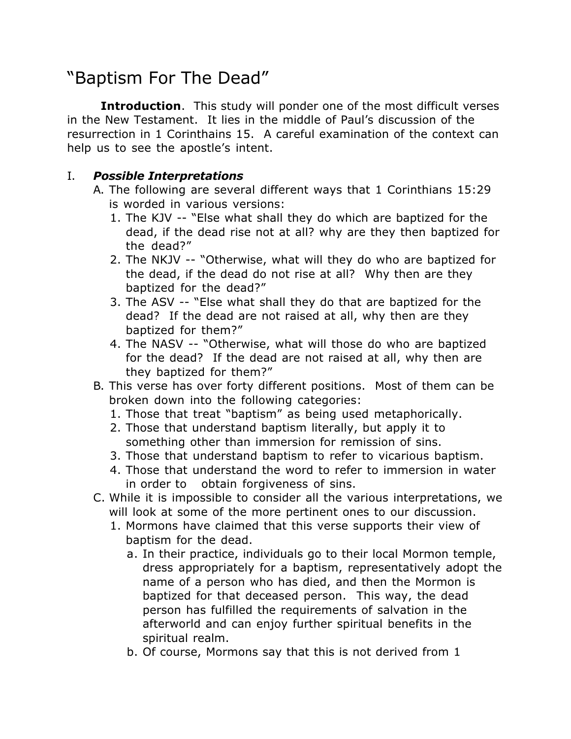# "Baptism For The Dead"

**Introduction**. This study will ponder one of the most difficult verses in the New Testament. It lies in the middle of Paul's discussion of the resurrection in 1 Corinthains 15. A careful examination of the context can help us to see the apostle's intent.

I. ***Possible Interpretations***

A. The following are several different ways that 1 Corinthians 15:29 is worded in various versions:

1. The KJV -- "Else what shall they do which are baptized for the dead, if the dead rise not at all? why are they then baptized for the dead?"
2. The NKJV -- "Otherwise, what will they do who are baptized for the dead, if the dead do not rise at all? Why then are they baptized for the dead?"
3. The ASV -- "Else what shall they do that are baptized for the dead? If the dead are not raised at all, why then are they baptized for them?"
4. The NASV -- "Otherwise, what will those do who are baptized for the dead? If the dead are not raised at all, why then are they baptized for them?"

B. This verse has over forty different positions. Most of them can be broken down into the following categories:

1. Those that treat "baptism" as being used metaphorically.
2. Those that understand baptism literally, but apply it to something other than immersion for remission of sins.
3. Those that understand baptism to refer to vicarious baptism.
4. Those that understand the word to refer to immersion in water in order to obtain forgiveness of sins.

C. While it is impossible to consider all the various interpretations, we will look at some of the more pertinent ones to our discussion.

1. Mormons have claimed that this verse supports their view of baptism for the dead.
   a. In their practice, individuals go to their local Mormon temple, dress appropriately for a baptism, representatively adopt the name of a person who has died, and then the Mormon is baptized for that deceased person. This way, the dead person has fulfilled the requirements of salvation in the afterworld and can enjoy further spiritual benefits in the spiritual realm.
   b. Of course, Mormons say that this is not derived from 1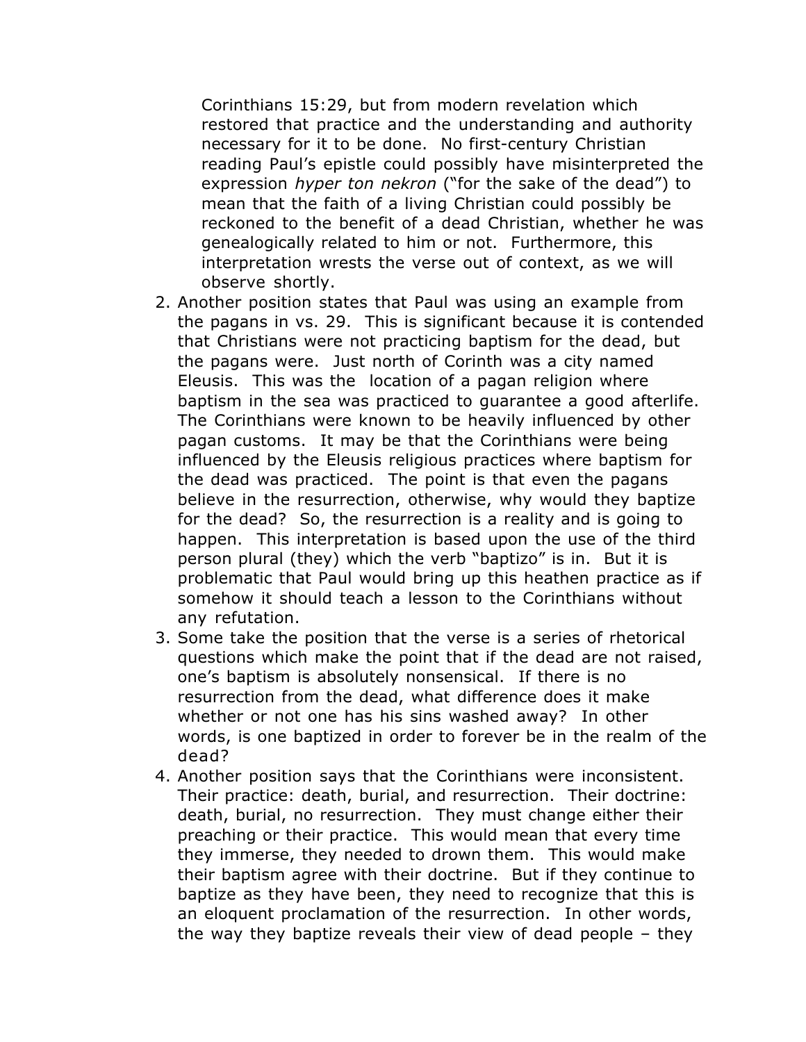Corinthians 15:29, but from modern revelation which restored that practice and the understanding and authority necessary for it to be done. No first-century Christian reading Paul's epistle could possibly have misinterpreted the expression *hyper ton nekron* ("for the sake of the dead") to mean that the faith of a living Christian could possibly be reckoned to the benefit of a dead Christian, whether he was genealogically related to him or not. Furthermore, this interpretation wrests the verse out of context, as we will observe shortly.

2. Another position states that Paul was using an example from the pagans in vs. 29. This is significant because it is contended that Christians were not practicing baptism for the dead, but the pagans were. Just north of Corinth was a city named Eleusis. This was the location of a pagan religion where baptism in the sea was practiced to guarantee a good afterlife. The Corinthians were known to be heavily influenced by other pagan customs. It may be that the Corinthians were being influenced by the Eleusis religious practices where baptism for the dead was practiced. The point is that even the pagans believe in the resurrection, otherwise, why would they baptize for the dead? So, the resurrection is a reality and is going to happen. This interpretation is based upon the use of the third person plural (they) which the verb "baptizo" is in. But it is problematic that Paul would bring up this heathen practice as if somehow it should teach a lesson to the Corinthians without any refutation.
3. Some take the position that the verse is a series of rhetorical questions which make the point that if the dead are not raised, one's baptism is absolutely nonsensical. If there is no resurrection from the dead, what difference does it make whether or not one has his sins washed away? In other words, is one baptized in order to forever be in the realm of the dead?
4. Another position says that the Corinthians were inconsistent. Their practice: death, burial, and resurrection. Their doctrine: death, burial, no resurrection. They must change either their preaching or their practice. This would mean that every time they immerse, they needed to drown them. This would make their baptism agree with their doctrine. But if they continue to baptize as they have been, they need to recognize that this is an eloquent proclamation of the resurrection. In other words, the way they baptize reveals their view of dead people – they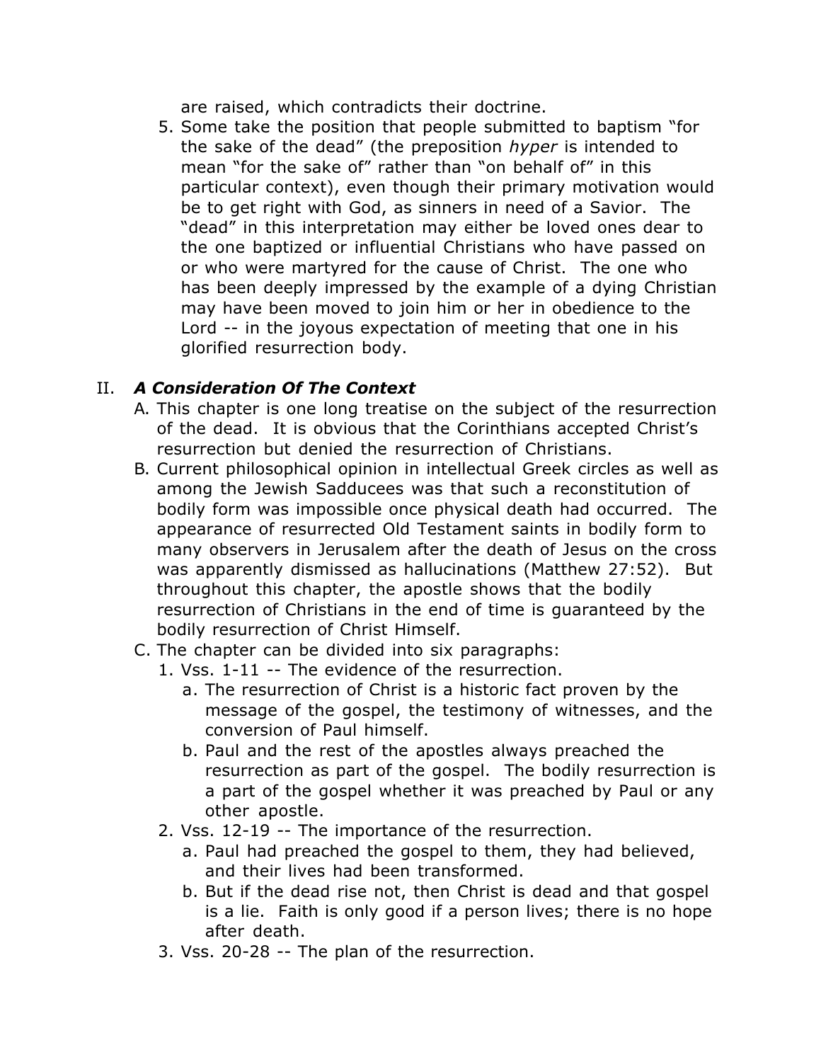are raised, which contradicts their doctrine.

5. Some take the position that people submitted to baptism "for the sake of the dead" (the preposition *hyper* is intended to mean "for the sake of" rather than "on behalf of" in this particular context), even though their primary motivation would be to get right with God, as sinners in need of a Savior. The "dead" in this interpretation may either be loved ones dear to the one baptized or influential Christians who have passed on or who were martyred for the cause of Christ. The one who has been deeply impressed by the example of a dying Christian may have been moved to join him or her in obedience to the Lord -- in the joyous expectation of meeting that one in his glorified resurrection body.

## II. ***A Consideration Of The Context***

A. This chapter is one long treatise on the subject of the resurrection of the dead. It is obvious that the Corinthians accepted Christ's resurrection but denied the resurrection of Christians.

B. Current philosophical opinion in intellectual Greek circles as well as among the Jewish Sadducees was that such a reconstitution of bodily form was impossible once physical death had occurred. The appearance of resurrected Old Testament saints in bodily form to many observers in Jerusalem after the death of Jesus on the cross was apparently dismissed as hallucinations (Matthew 27:52). But throughout this chapter, the apostle shows that the bodily resurrection of Christians in the end of time is guaranteed by the bodily resurrection of Christ Himself.

C. The chapter can be divided into six paragraphs:

1. Vss. 1-11 -- The evidence of the resurrection.
   a. The resurrection of Christ is a historic fact proven by the message of the gospel, the testimony of witnesses, and the conversion of Paul himself.
   b. Paul and the rest of the apostles always preached the resurrection as part of the gospel. The bodily resurrection is a part of the gospel whether it was preached by Paul or any other apostle.
2. Vss. 12-19 -- The importance of the resurrection.
   a. Paul had preached the gospel to them, they had believed, and their lives had been transformed.
   b. But if the dead rise not, then Christ is dead and that gospel is a lie. Faith is only good if a person lives; there is no hope after death.
3. Vss. 20-28 -- The plan of the resurrection.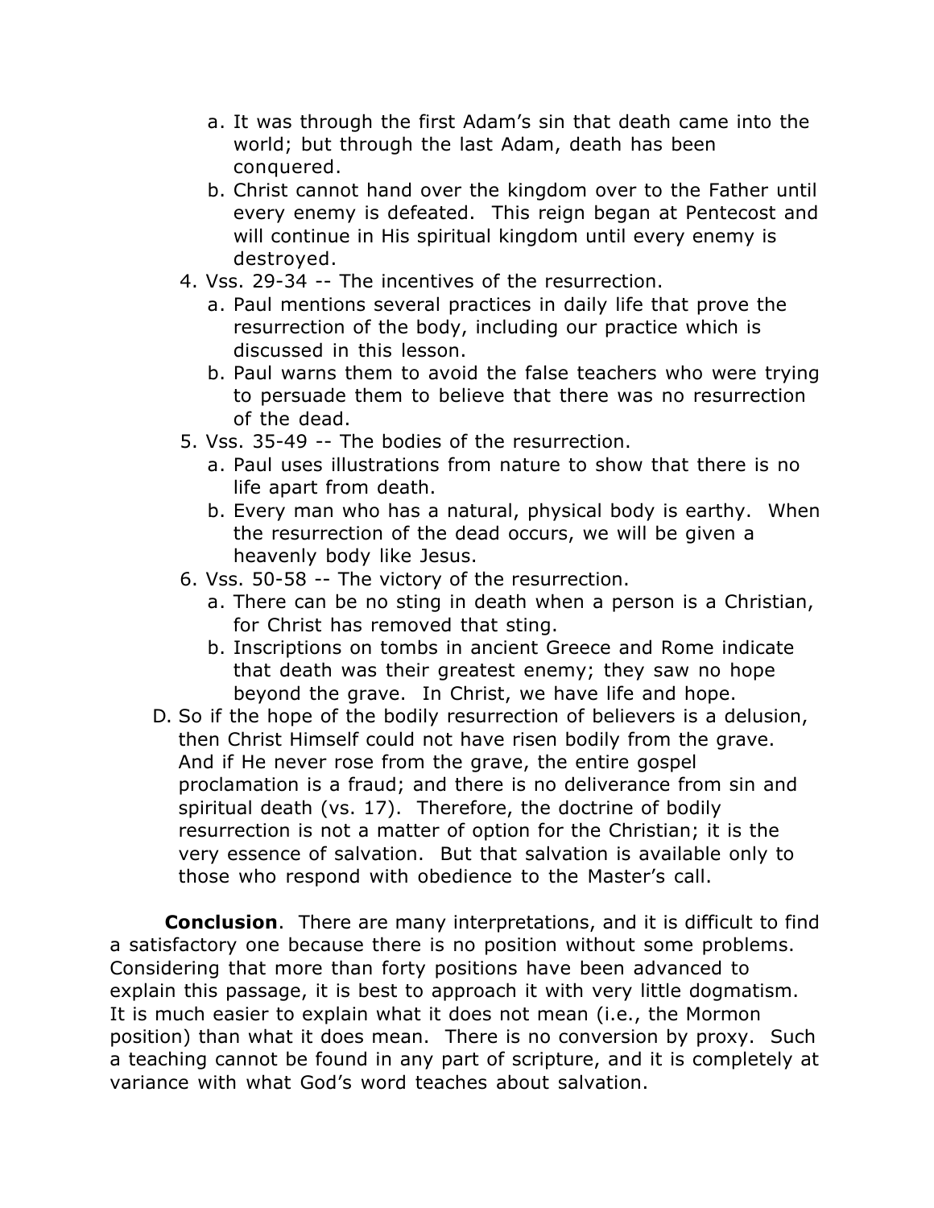a. It was through the first Adam's sin that death came into the world; but through the last Adam, death has been conquered.
   b. Christ cannot hand over the kingdom over to the Father until every enemy is defeated.  This reign began at Pentecost and will continue in His spiritual kingdom until every enemy is destroyed.

4. Vss. 29-34 -- The incentives of the resurrection.
   a. Paul mentions several practices in daily life that prove the resurrection of the body, including our practice which is discussed in this lesson.
   b. Paul warns them to avoid the false teachers who were trying to persuade them to believe that there was no resurrection of the dead.
5. Vss. 35-49 -- The bodies of the resurrection.
   a. Paul uses illustrations from nature to show that there is no life apart from death.
   b. Every man who has a natural, physical body is earthy.  When the resurrection of the dead occurs, we will be given a heavenly body like Jesus.
6. Vss. 50-58 -- The victory of the resurrection.
   a. There can be no sting in death when a person is a Christian, for Christ has removed that sting.
   b. Inscriptions on tombs in ancient Greece and Rome indicate that death was their greatest enemy; they saw no hope beyond the grave.  In Christ, we have life and hope.

D. So if the hope of the bodily resurrection of believers is a delusion, then Christ Himself could not have risen bodily from the grave. And if He never rose from the grave, the entire gospel proclamation is a fraud; and there is no deliverance from sin and spiritual death (vs. 17).  Therefore, the doctrine of bodily resurrection is not a matter of option for the Christian; it is the very essence of salvation.  But that salvation is available only to those who respond with obedience to the Master's call.

**Conclusion**.  There are many interpretations, and it is difficult to find a satisfactory one because there is no position without some problems. Considering that more than forty positions have been advanced to explain this passage, it is best to approach it with very little dogmatism. It is much easier to explain what it does not mean (i.e., the Mormon position) than what it does mean.  There is no conversion by proxy.  Such a teaching cannot be found in any part of scripture, and it is completely at variance with what God's word teaches about salvation.